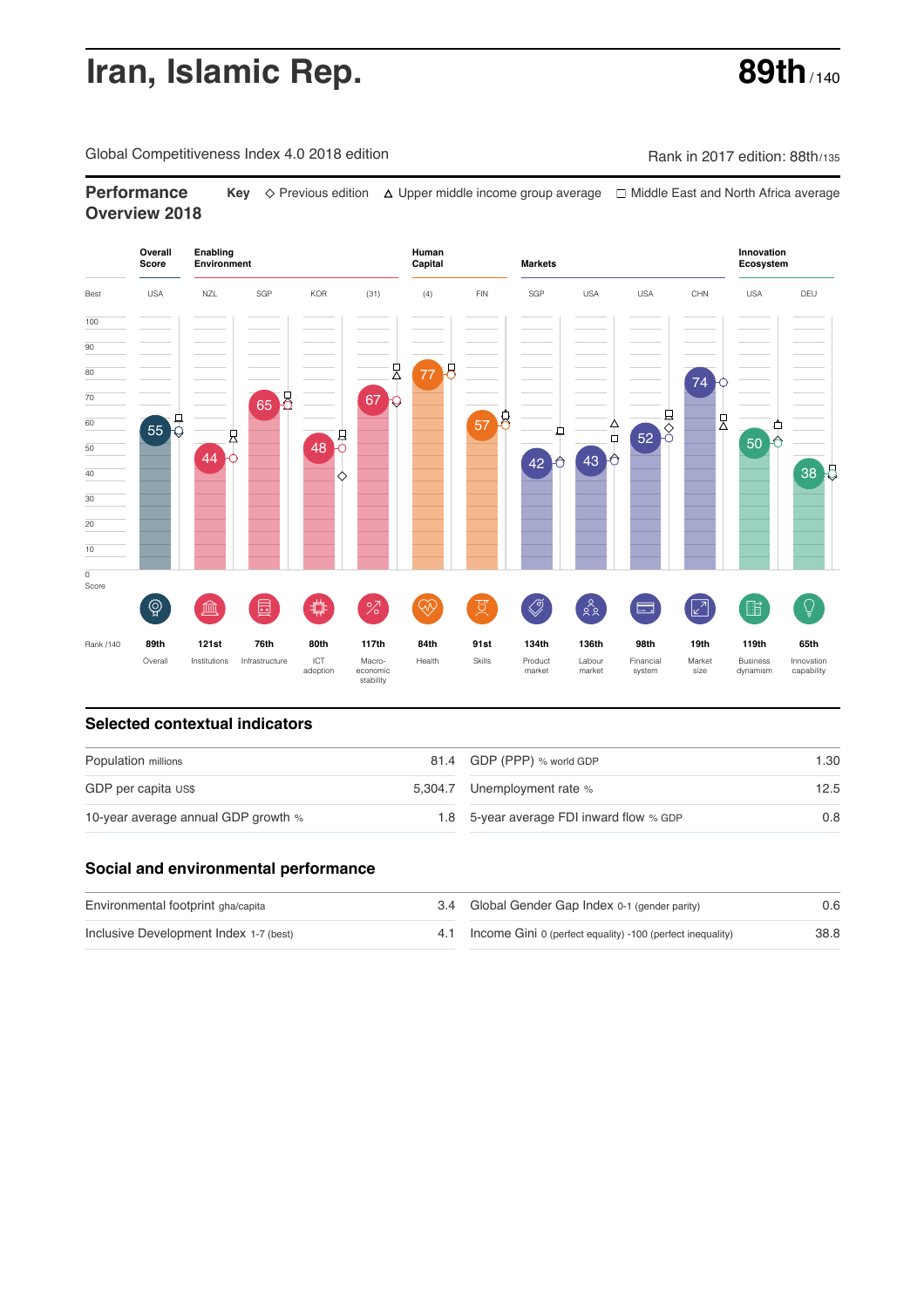# Iran, Islamic Rep.

**89th** / 140

Global Competitiveness Index 4.0 2018 edition

Rank in 2017 edition: 88th/135

## Performance Overview 2018

**Key** ◇ Previous edition △ Upper middle income group average □ Middle East and North Africa average

| | Overall Score | Enabling Environment | | | | Human Capital | | Markets | | | | Innovation Ecosystem | |
|---|---|---|---|---|---|---|---|---|---|---|---|---|---|
| Best | USA | NZL | SGP | KOR | (31) | (4) | FIN | SGP | USA | USA | CHN | USA | DEU |
| Score | 55 | 44 | 65 | 48 | 67 | 77 | 57 | 42 | 43 | 52 | 74 | 50 | 38 |
| Rank /140 | 89th | 121st | 76th | 80th | 117th | 84th | 91st | 134th | 136th | 98th | 19th | 119th | 65th |
| | Overall | Institutions | Infrastructure | ICT adoption | Macro-economic stability | Health | Skills | Product market | Labour market | Financial system | Market size | Business dynamism | Innovation capability |

## Selected contextual indicators

| | | | |
|---|---|---|---|
| Population millions | 81.4 | GDP (PPP) % world GDP | 1.30 |
| GDP per capita US$ | 5,304.7 | Unemployment rate % | 12.5 |
| 10-year average annual GDP growth % | 1.8 | 5-year average FDI inward flow % GDP | 0.8 |

## Social and environmental performance

| | | | |
|---|---|---|---|
| Environmental footprint gha/capita | 3.4 | Global Gender Gap Index 0-1 (gender parity) | 0.6 |
| Inclusive Development Index 1-7 (best) | 4.1 | Income Gini 0 (perfect equality) -100 (perfect inequality) | 38.8 |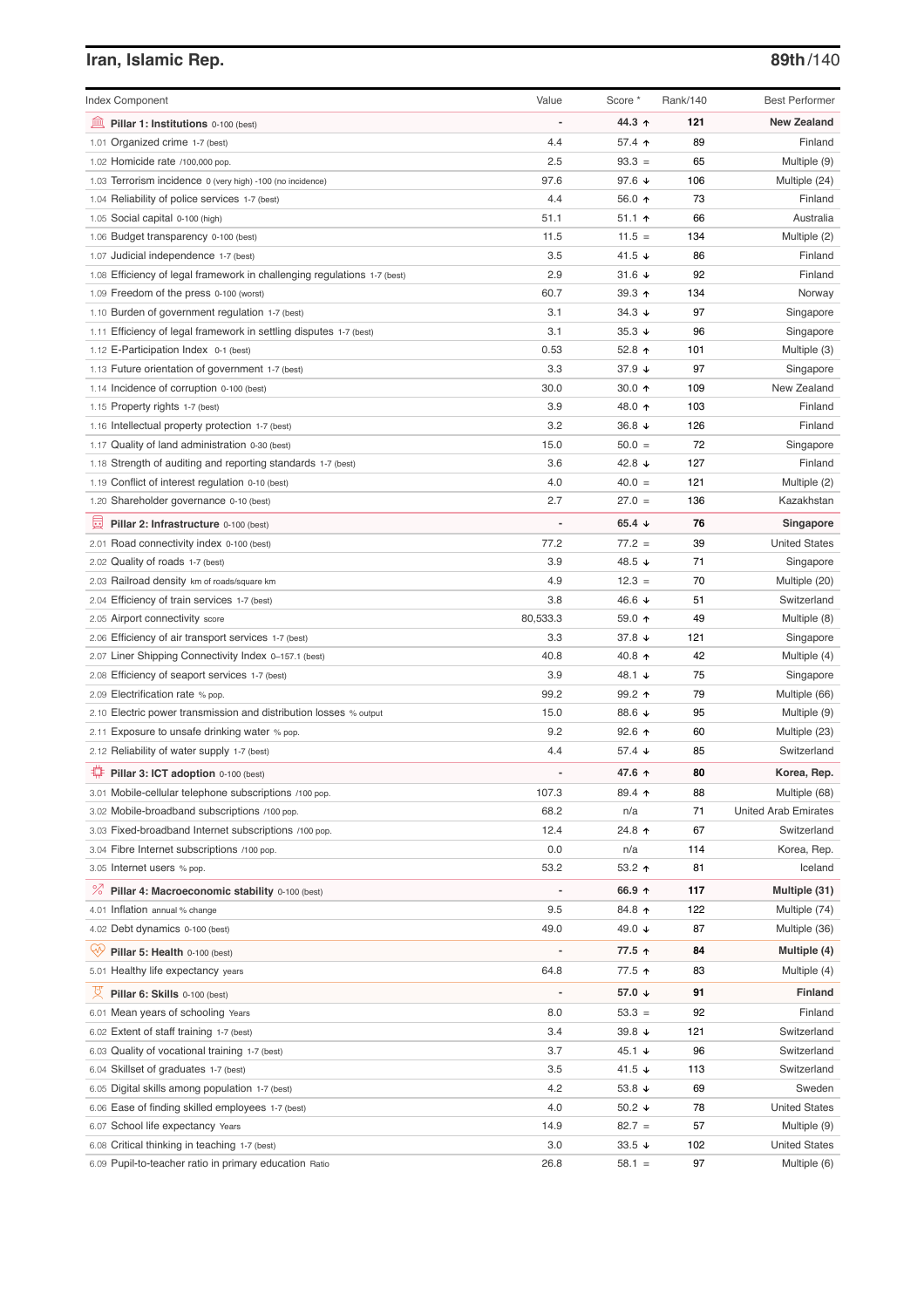## Iran, Islamic Rep.

**89th**/140

| Index Component | Value | Score * | Rank/140 | Best Performer |
|---|---|---|---|---|
| **Pillar 1: Institutions** 0-100 (best) | - | **44.3 ↑** | **121** | **New Zealand** |
| 1.01 Organized crime 1-7 (best) | 4.4 | 57.4 ↑ | 89 | Finland |
| 1.02 Homicide rate /100,000 pop. | 2.5 | 93.3 = | 65 | Multiple (9) |
| 1.03 Terrorism incidence 0 (very high) -100 (no incidence) | 97.6 | 97.6 ↓ | 106 | Multiple (24) |
| 1.04 Reliability of police services 1-7 (best) | 4.4 | 56.0 ↑ | 73 | Finland |
| 1.05 Social capital 0-100 (high) | 51.1 | 51.1 ↑ | 66 | Australia |
| 1.06 Budget transparency 0-100 (best) | 11.5 | 11.5 = | 134 | Multiple (2) |
| 1.07 Judicial independence 1-7 (best) | 3.5 | 41.5 ↓ | 86 | Finland |
| 1.08 Efficiency of legal framework in challenging regulations 1-7 (best) | 2.9 | 31.6 ↓ | 92 | Finland |
| 1.09 Freedom of the press 0-100 (worst) | 60.7 | 39.3 ↑ | 134 | Norway |
| 1.10 Burden of government regulation 1-7 (best) | 3.1 | 34.3 ↓ | 97 | Singapore |
| 1.11 Efficiency of legal framework in settling disputes 1-7 (best) | 3.1 | 35.3 ↓ | 96 | Singapore |
| 1.12 E-Participation Index 0-1 (best) | 0.53 | 52.8 ↑ | 101 | Multiple (3) |
| 1.13 Future orientation of government 1-7 (best) | 3.3 | 37.9 ↓ | 97 | Singapore |
| 1.14 Incidence of corruption 0-100 (best) | 30.0 | 30.0 ↑ | 109 | New Zealand |
| 1.15 Property rights 1-7 (best) | 3.9 | 48.0 ↑ | 103 | Finland |
| 1.16 Intellectual property protection 1-7 (best) | 3.2 | 36.8 ↓ | 126 | Finland |
| 1.17 Quality of land administration 0-30 (best) | 15.0 | 50.0 = | 72 | Singapore |
| 1.18 Strength of auditing and reporting standards 1-7 (best) | 3.6 | 42.8 ↓ | 127 | Finland |
| 1.19 Conflict of interest regulation 0-10 (best) | 4.0 | 40.0 = | 121 | Multiple (2) |
| 1.20 Shareholder governance 0-10 (best) | 2.7 | 27.0 = | 136 | Kazakhstan |
| **Pillar 2: Infrastructure** 0-100 (best) | - | **65.4 ↓** | **76** | **Singapore** |
| 2.01 Road connectivity index 0-100 (best) | 77.2 | 77.2 = | 39 | United States |
| 2.02 Quality of roads 1-7 (best) | 3.9 | 48.5 ↓ | 71 | Singapore |
| 2.03 Railroad density km of roads/square km | 4.9 | 12.3 = | 70 | Multiple (20) |
| 2.04 Efficiency of train services 1-7 (best) | 3.8 | 46.6 ↓ | 51 | Switzerland |
| 2.05 Airport connectivity score | 80,533.3 | 59.0 ↑ | 49 | Multiple (8) |
| 2.06 Efficiency of air transport services 1-7 (best) | 3.3 | 37.8 ↓ | 121 | Singapore |
| 2.07 Liner Shipping Connectivity Index 0–157.1 (best) | 40.8 | 40.8 ↑ | 42 | Multiple (4) |
| 2.08 Efficiency of seaport services 1-7 (best) | 3.9 | 48.1 ↓ | 75 | Singapore |
| 2.09 Electrification rate % pop. | 99.2 | 99.2 ↑ | 79 | Multiple (66) |
| 2.10 Electric power transmission and distribution losses % output | 15.0 | 88.6 ↓ | 95 | Multiple (9) |
| 2.11 Exposure to unsafe drinking water % pop. | 9.2 | 92.6 ↑ | 60 | Multiple (23) |
| 2.12 Reliability of water supply 1-7 (best) | 4.4 | 57.4 ↓ | 85 | Switzerland |
| **Pillar 3: ICT adoption** 0-100 (best) | - | **47.6 ↑** | **80** | **Korea, Rep.** |
| 3.01 Mobile-cellular telephone subscriptions /100 pop. | 107.3 | 89.4 ↑ | 88 | Multiple (68) |
| 3.02 Mobile-broadband subscriptions /100 pop. | 68.2 | n/a | 71 | United Arab Emirates |
| 3.03 Fixed-broadband Internet subscriptions /100 pop. | 12.4 | 24.8 ↑ | 67 | Switzerland |
| 3.04 Fibre Internet subscriptions /100 pop. | 0.0 | n/a | 114 | Korea, Rep. |
| 3.05 Internet users % pop. | 53.2 | 53.2 ↑ | 81 | Iceland |
| **Pillar 4: Macroeconomic stability** 0-100 (best) | - | **66.9 ↑** | **117** | **Multiple (31)** |
| 4.01 Inflation annual % change | 9.5 | 84.8 ↑ | 122 | Multiple (74) |
| 4.02 Debt dynamics 0-100 (best) | 49.0 | 49.0 ↓ | 87 | Multiple (36) |
| **Pillar 5: Health** 0-100 (best) | - | **77.5 ↑** | **84** | **Multiple (4)** |
| 5.01 Healthy life expectancy years | 64.8 | 77.5 ↑ | 83 | Multiple (4) |
| **Pillar 6: Skills** 0-100 (best) | - | **57.0 ↓** | **91** | **Finland** |
| 6.01 Mean years of schooling Years | 8.0 | 53.3 = | 92 | Finland |
| 6.02 Extent of staff training 1-7 (best) | 3.4 | 39.8 ↓ | 121 | Switzerland |
| 6.03 Quality of vocational training 1-7 (best) | 3.7 | 45.1 ↓ | 96 | Switzerland |
| 6.04 Skillset of graduates 1-7 (best) | 3.5 | 41.5 ↓ | 113 | Switzerland |
| 6.05 Digital skills among population 1-7 (best) | 4.2 | 53.8 ↓ | 69 | Sweden |
| 6.06 Ease of finding skilled employees 1-7 (best) | 4.0 | 50.2 ↓ | 78 | United States |
| 6.07 School life expectancy Years | 14.9 | 82.7 = | 57 | Multiple (9) |
| 6.08 Critical thinking in teaching 1-7 (best) | 3.0 | 33.5 ↓ | 102 | United States |
| 6.09 Pupil-to-teacher ratio in primary education Ratio | 26.8 | 58.1 = | 97 | Multiple (6) |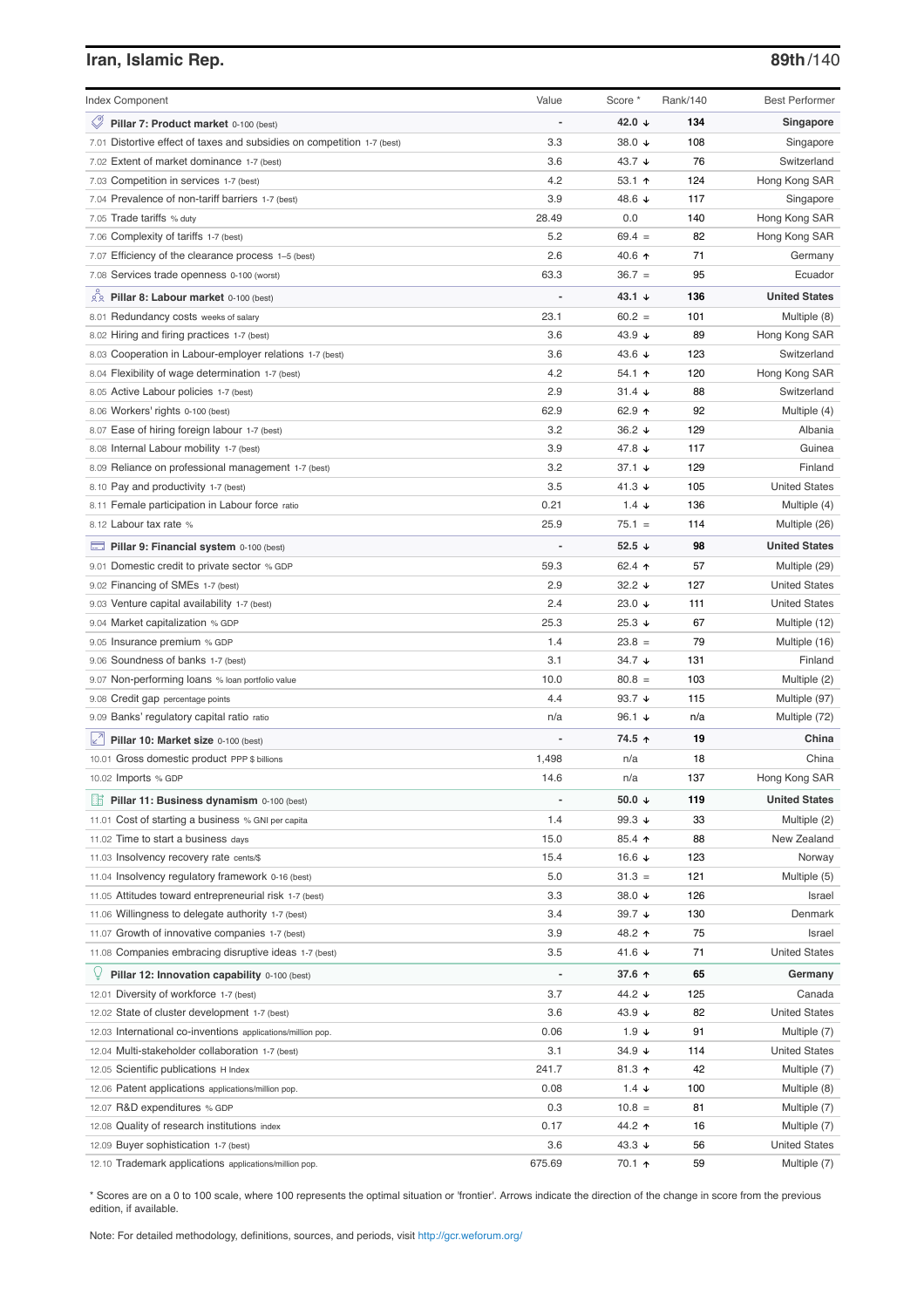## Iran, Islamic Rep.

**89th**/140

| Index Component | Value | Score * | Rank/140 | Best Performer |
|---|---|---|---|---|
| **Pillar 7: Product market** 0-100 (best) | - | **42.0 ↓** | **134** | **Singapore** |
| 7.01 Distortive effect of taxes and subsidies on competition 1-7 (best) | 3.3 | 38.0 ↓ | 108 | Singapore |
| 7.02 Extent of market dominance 1-7 (best) | 3.6 | 43.7 ↓ | 76 | Switzerland |
| 7.03 Competition in services 1-7 (best) | 4.2 | 53.1 ↑ | 124 | Hong Kong SAR |
| 7.04 Prevalence of non-tariff barriers 1-7 (best) | 3.9 | 48.6 ↓ | 117 | Singapore |
| 7.05 Trade tariffs % duty | 28.49 | 0.0 | 140 | Hong Kong SAR |
| 7.06 Complexity of tariffs 1-7 (best) | 5.2 | 69.4 = | 82 | Hong Kong SAR |
| 7.07 Efficiency of the clearance process 1–5 (best) | 2.6 | 40.6 ↑ | 71 | Germany |
| 7.08 Services trade openness 0-100 (worst) | 63.3 | 36.7 = | 95 | Ecuador |
| **Pillar 8: Labour market** 0-100 (best) | - | **43.1 ↓** | **136** | **United States** |
| 8.01 Redundancy costs weeks of salary | 23.1 | 60.2 = | 101 | Multiple (8) |
| 8.02 Hiring and firing practices 1-7 (best) | 3.6 | 43.9 ↓ | 89 | Hong Kong SAR |
| 8.03 Cooperation in Labour-employer relations 1-7 (best) | 3.6 | 43.6 ↓ | 123 | Switzerland |
| 8.04 Flexibility of wage determination 1-7 (best) | 4.2 | 54.1 ↑ | 120 | Hong Kong SAR |
| 8.05 Active Labour policies 1-7 (best) | 2.9 | 31.4 ↓ | 88 | Switzerland |
| 8.06 Workers' rights 0-100 (best) | 62.9 | 62.9 ↑ | 92 | Multiple (4) |
| 8.07 Ease of hiring foreign labour 1-7 (best) | 3.2 | 36.2 ↓ | 129 | Albania |
| 8.08 Internal Labour mobility 1-7 (best) | 3.9 | 47.8 ↓ | 117 | Guinea |
| 8.09 Reliance on professional management 1-7 (best) | 3.2 | 37.1 ↓ | 129 | Finland |
| 8.10 Pay and productivity 1-7 (best) | 3.5 | 41.3 ↓ | 105 | United States |
| 8.11 Female participation in Labour force ratio | 0.21 | 1.4 ↓ | 136 | Multiple (4) |
| 8.12 Labour tax rate % | 25.9 | 75.1 = | 114 | Multiple (26) |
| **Pillar 9: Financial system** 0-100 (best) | - | **52.5 ↓** | **98** | **United States** |
| 9.01 Domestic credit to private sector % GDP | 59.3 | 62.4 ↑ | 57 | Multiple (29) |
| 9.02 Financing of SMEs 1-7 (best) | 2.9 | 32.2 ↓ | 127 | United States |
| 9.03 Venture capital availability 1-7 (best) | 2.4 | 23.0 ↓ | 111 | United States |
| 9.04 Market capitalization % GDP | 25.3 | 25.3 ↓ | 67 | Multiple (12) |
| 9.05 Insurance premium % GDP | 1.4 | 23.8 = | 79 | Multiple (16) |
| 9.06 Soundness of banks 1-7 (best) | 3.1 | 34.7 ↓ | 131 | Finland |
| 9.07 Non-performing loans % loan portfolio value | 10.0 | 80.8 = | 103 | Multiple (2) |
| 9.08 Credit gap percentage points | 4.4 | 93.7 ↓ | 115 | Multiple (97) |
| 9.09 Banks' regulatory capital ratio ratio | n/a | 96.1 ↓ | n/a | Multiple (72) |
| **Pillar 10: Market size** 0-100 (best) | - | **74.5 ↑** | **19** | **China** |
| 10.01 Gross domestic product PPP $ billions | 1,498 | n/a | 18 | China |
| 10.02 Imports % GDP | 14.6 | n/a | 137 | Hong Kong SAR |
| **Pillar 11: Business dynamism** 0-100 (best) | - | **50.0 ↓** | **119** | **United States** |
| 11.01 Cost of starting a business % GNI per capita | 1.4 | 99.3 ↓ | 33 | Multiple (2) |
| 11.02 Time to start a business days | 15.0 | 85.4 ↑ | 88 | New Zealand |
| 11.03 Insolvency recovery rate cents/$ | 15.4 | 16.6 ↓ | 123 | Norway |
| 11.04 Insolvency regulatory framework 0-16 (best) | 5.0 | 31.3 = | 121 | Multiple (5) |
| 11.05 Attitudes toward entrepreneurial risk 1-7 (best) | 3.3 | 38.0 ↓ | 126 | Israel |
| 11.06 Willingness to delegate authority 1-7 (best) | 3.4 | 39.7 ↓ | 130 | Denmark |
| 11.07 Growth of innovative companies 1-7 (best) | 3.9 | 48.2 ↑ | 75 | Israel |
| 11.08 Companies embracing disruptive ideas 1-7 (best) | 3.5 | 41.6 ↓ | 71 | United States |
| **Pillar 12: Innovation capability** 0-100 (best) | - | **37.6 ↑** | **65** | **Germany** |
| 12.01 Diversity of workforce 1-7 (best) | 3.7 | 44.2 ↓ | 125 | Canada |
| 12.02 State of cluster development 1-7 (best) | 3.6 | 43.9 ↓ | 82 | United States |
| 12.03 International co-inventions applications/million pop. | 0.06 | 1.9 ↓ | 91 | Multiple (7) |
| 12.04 Multi-stakeholder collaboration 1-7 (best) | 3.1 | 34.9 ↓ | 114 | United States |
| 12.05 Scientific publications H Index | 241.7 | 81.3 ↑ | 42 | Multiple (7) |
| 12.06 Patent applications applications/million pop. | 0.08 | 1.4 ↓ | 100 | Multiple (8) |
| 12.07 R&D expenditures % GDP | 0.3 | 10.8 = | 81 | Multiple (7) |
| 12.08 Quality of research institutions index | 0.17 | 44.2 ↑ | 16 | Multiple (7) |
| 12.09 Buyer sophistication 1-7 (best) | 3.6 | 43.3 ↓ | 56 | United States |
| 12.10 Trademark applications applications/million pop. | 675.69 | 70.1 ↑ | 59 | Multiple (7) |

* Scores are on a 0 to 100 scale, where 100 represents the optimal situation or 'frontier'. Arrows indicate the direction of the change in score from the previous edition, if available.

Note: For detailed methodology, definitions, sources, and periods, visit http://gcr.weforum.org/